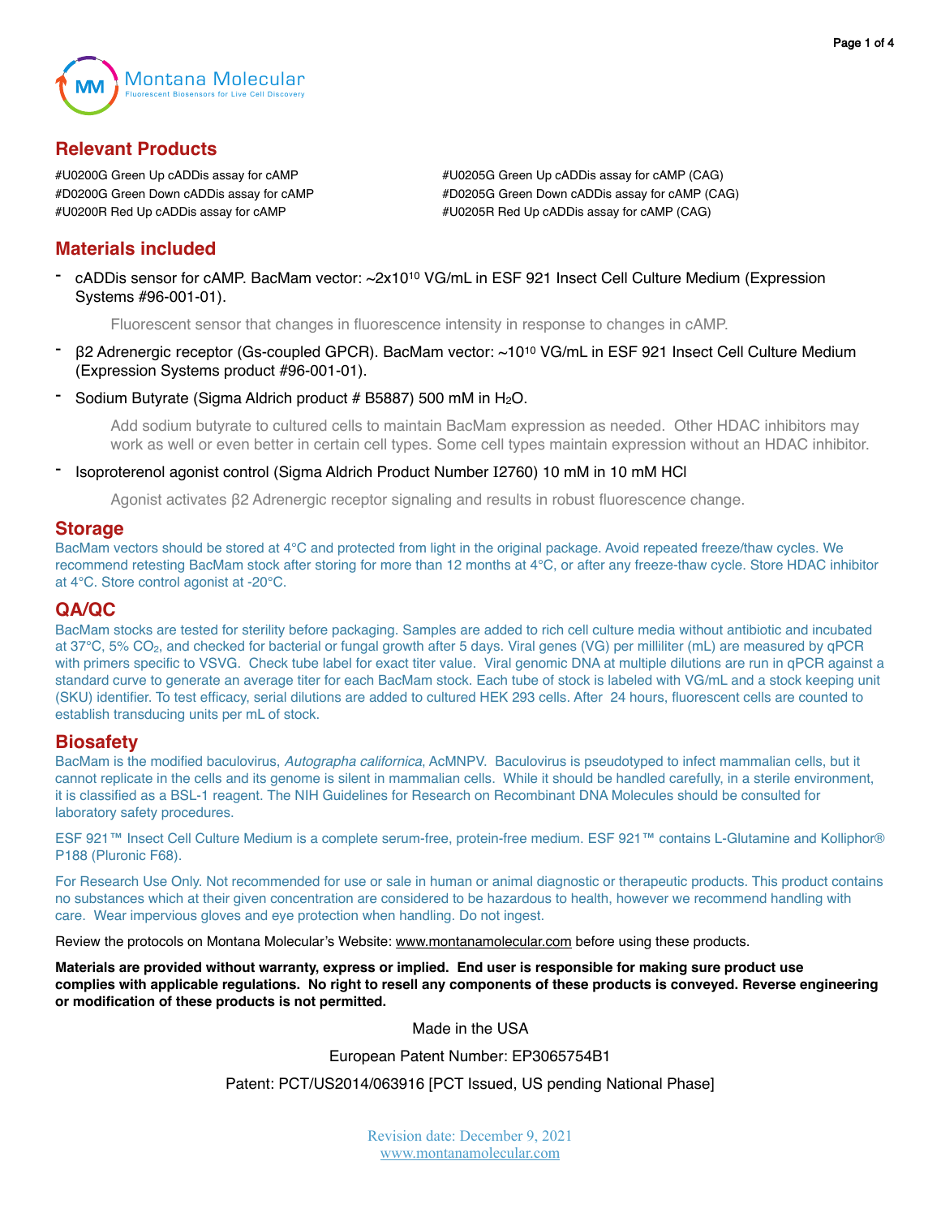Montana Molecular
Fluorescent Biosensors for Live Cell Discovery

## Relevant Products

#U0200G Green Up cADDis assay for cAMP
#D0200G Green Down cADDis assay for cAMP
#U0200R Red Up cADDis assay for cAMP
#U0205G Green Up cADDis assay for cAMP (CAG)
#D0205G Green Down cADDis assay for cAMP (CAG)
#U0205R Red Up cADDis assay for cAMP (CAG)

## Materials included

- cADDis sensor for cAMP. BacMam vector: ~$2 \times 10^{10}$ VG/mL in ESF 921 Insect Cell Culture Medium (Expression Systems #96-001-01).

  Fluorescent sensor that changes in fluorescence intensity in response to changes in cAMP.

- β2 Adrenergic receptor (Gs-coupled GPCR). BacMam vector: ~$10^{10}$ VG/mL in ESF 921 Insect Cell Culture Medium (Expression Systems product #96-001-01).
- Sodium Butyrate (Sigma Aldrich product # B5887) 500 mM in $H_2O$.

  Add sodium butyrate to cultured cells to maintain BacMam expression as needed. Other HDAC inhibitors may work as well or even better in certain cell types. Some cell types maintain expression without an HDAC inhibitor.

- Isoproterenol agonist control (Sigma Aldrich Product Number I2760) 10 mM in 10 mM HCl

  Agonist activates β2 Adrenergic receptor signaling and results in robust fluorescence change.

## Storage

BacMam vectors should be stored at 4°C and protected from light in the original package. Avoid repeated freeze/thaw cycles. We recommend retesting BacMam stock after storing for more than 12 months at 4°C, or after any freeze-thaw cycle. Store HDAC inhibitor at 4°C. Store control agonist at -20°C.

## QA/QC

BacMam stocks are tested for sterility before packaging. Samples are added to rich cell culture media without antibiotic and incubated at 37°C, 5% $CO_2$, and checked for bacterial or fungal growth after 5 days. Viral genes (VG) per milliliter (mL) are measured by qPCR with primers specific to VSVG. Check tube label for exact titer value. Viral genomic DNA at multiple dilutions are run in qPCR against a standard curve to generate an average titer for each BacMam stock. Each tube of stock is labeled with VG/mL and a stock keeping unit (SKU) identifier. To test efficacy, serial dilutions are added to cultured HEK 293 cells. After 24 hours, fluorescent cells are counted to establish transducing units per mL of stock.

## Biosafety

BacMam is the modified baculovirus, *Autographa californica*, AcMNPV. Baculovirus is pseudotyped to infect mammalian cells, but it cannot replicate in the cells and its genome is silent in mammalian cells. While it should be handled carefully, in a sterile environment, it is classified as a BSL-1 reagent. The NIH Guidelines for Research on Recombinant DNA Molecules should be consulted for laboratory safety procedures.

ESF 921™ Insect Cell Culture Medium is a complete serum-free, protein-free medium. ESF 921™ contains L-Glutamine and Kolliphor® P188 (Pluronic F68).

For Research Use Only. Not recommended for use or sale in human or animal diagnostic or therapeutic products. This product contains no substances which at their given concentration are considered to be hazardous to health, however we recommend handling with care. Wear impervious gloves and eye protection when handling. Do not ingest.

Review the protocols on Montana Molecular's Website: www.montanamolecular.com before using these products.

**Materials are provided without warranty, express or implied. End user is responsible for making sure product use complies with applicable regulations. No right to resell any components of these products is conveyed. Reverse engineering or modification of these products is not permitted.**

Made in the USA

European Patent Number: EP3065754B1

Patent: PCT/US2014/063916 [PCT Issued, US pending National Phase]

Revision date: December 9, 2021
www.montanamolecular.com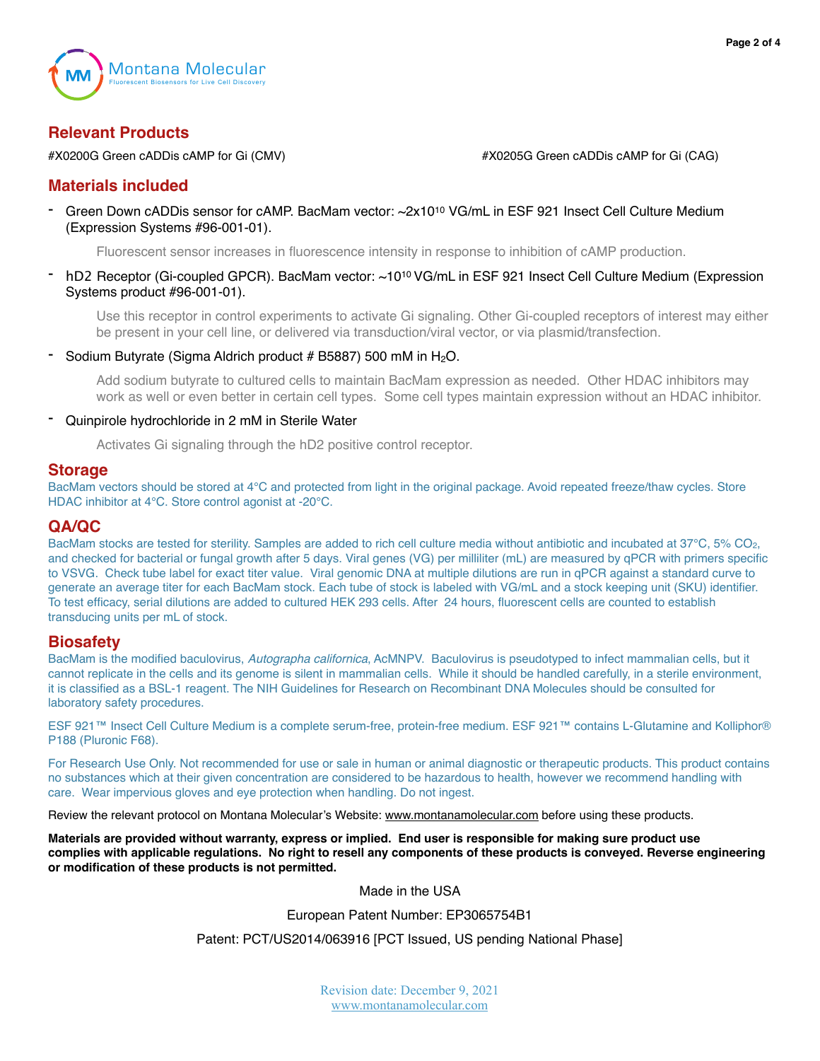## Relevant Products

#X0200G Green cADDis cAMP for Gi (CMV)

#X0205G Green cADDis cAMP for Gi (CAG)

## Materials included

- Green Down cADDis sensor for cAMP. BacMam vector: ~2x$10^{10}$ VG/mL in ESF 921 Insect Cell Culture Medium (Expression Systems #96-001-01).

  Fluorescent sensor increases in fluorescence intensity in response to inhibition of cAMP production.

- hD2 Receptor (Gi-coupled GPCR). BacMam vector: ~$10^{10}$ VG/mL in ESF 921 Insect Cell Culture Medium (Expression Systems product #96-001-01).

  Use this receptor in control experiments to activate Gi signaling. Other Gi-coupled receptors of interest may either be present in your cell line, or delivered via transduction/viral vector, or via plasmid/transfection.

- Sodium Butyrate (Sigma Aldrich product # B5887) 500 mM in $H_2O$.

  Add sodium butyrate to cultured cells to maintain BacMam expression as needed. Other HDAC inhibitors may work as well or even better in certain cell types. Some cell types maintain expression without an HDAC inhibitor.

- Quinpirole hydrochloride in 2 mM in Sterile Water

  Activates Gi signaling through the hD2 positive control receptor.

## Storage

BacMam vectors should be stored at 4°C and protected from light in the original package. Avoid repeated freeze/thaw cycles. Store HDAC inhibitor at 4°C. Store control agonist at -20°C.

## QA/QC

BacMam stocks are tested for sterility. Samples are added to rich cell culture media without antibiotic and incubated at 37°C, 5% $CO_2$, and checked for bacterial or fungal growth after 5 days. Viral genes (VG) per milliliter (mL) are measured by qPCR with primers specific to VSVG. Check tube label for exact titer value. Viral genomic DNA at multiple dilutions are run in qPCR against a standard curve to generate an average titer for each BacMam stock. Each tube of stock is labeled with VG/mL and a stock keeping unit (SKU) identifier. To test efficacy, serial dilutions are added to cultured HEK 293 cells. After 24 hours, fluorescent cells are counted to establish transducing units per mL of stock.

## Biosafety

BacMam is the modified baculovirus, *Autographa californica*, AcMNPV. Baculovirus is pseudotyped to infect mammalian cells, but it cannot replicate in the cells and its genome is silent in mammalian cells. While it should be handled carefully, in a sterile environment, it is classified as a BSL-1 reagent. The NIH Guidelines for Research on Recombinant DNA Molecules should be consulted for laboratory safety procedures.

ESF 921™ Insect Cell Culture Medium is a complete serum-free, protein-free medium. ESF 921™ contains L-Glutamine and Kolliphor® P188 (Pluronic F68).

For Research Use Only. Not recommended for use or sale in human or animal diagnostic or therapeutic products. This product contains no substances which at their given concentration are considered to be hazardous to health, however we recommend handling with care. Wear impervious gloves and eye protection when handling. Do not ingest.

Review the relevant protocol on Montana Molecular's Website: www.montanamolecular.com before using these products.

**Materials are provided without warranty, express or implied. End user is responsible for making sure product use complies with applicable regulations. No right to resell any components of these products is conveyed. Reverse engineering or modification of these products is not permitted.**

Made in the USA

European Patent Number: EP3065754B1

Patent: PCT/US2014/063916 [PCT Issued, US pending National Phase]

Revision date: December 9, 2021

www.montanamolecular.com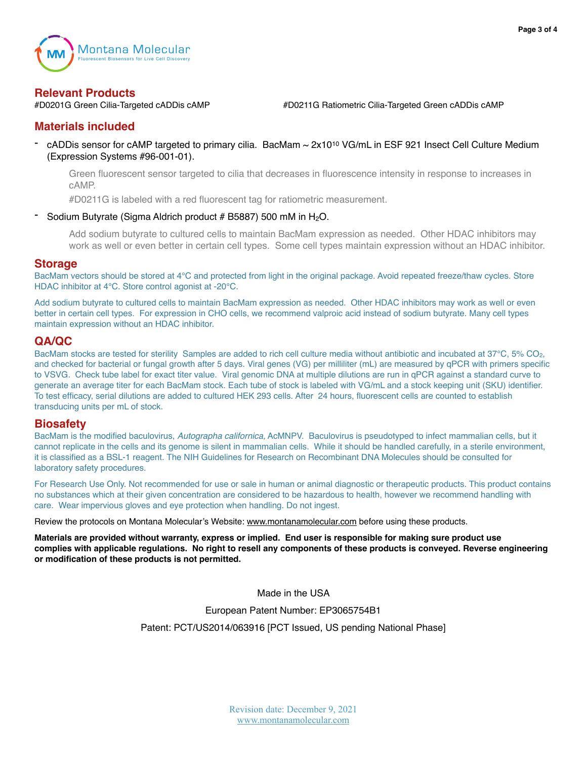## Relevant Products

#D0201G Green Cilia-Targeted cADDis cAMP

#D0211G Ratiometric Cilia-Targeted Green cADDis cAMP

## Materials included

- cADDis sensor for cAMP targeted to primary cilia. BacMam ~ $2x10^{10}$ VG/mL in ESF 921 Insect Cell Culture Medium (Expression Systems #96-001-01).

  Green fluorescent sensor targeted to cilia that decreases in fluorescence intensity in response to increases in cAMP.

  #D0211G is labeled with a red fluorescent tag for ratiometric measurement.

- Sodium Butyrate (Sigma Aldrich product # B5887) 500 mM in $H_2O$.

  Add sodium butyrate to cultured cells to maintain BacMam expression as needed. Other HDAC inhibitors may work as well or even better in certain cell types. Some cell types maintain expression without an HDAC inhibitor.

## Storage

BacMam vectors should be stored at 4°C and protected from light in the original package. Avoid repeated freeze/thaw cycles. Store HDAC inhibitor at 4°C. Store control agonist at -20°C.

Add sodium butyrate to cultured cells to maintain BacMam expression as needed. Other HDAC inhibitors may work as well or even better in certain cell types. For expression in CHO cells, we recommend valproic acid instead of sodium butyrate. Many cell types maintain expression without an HDAC inhibitor.

## QA/QC

BacMam stocks are tested for sterility Samples are added to rich cell culture media without antibiotic and incubated at 37°C, 5% $CO_2$, and checked for bacterial or fungal growth after 5 days. Viral genes (VG) per milliliter (mL) are measured by qPCR with primers specific to VSVG. Check tube label for exact titer value. Viral genomic DNA at multiple dilutions are run in qPCR against a standard curve to generate an average titer for each BacMam stock. Each tube of stock is labeled with VG/mL and a stock keeping unit (SKU) identifier. To test efficacy, serial dilutions are added to cultured HEK 293 cells. After 24 hours, fluorescent cells are counted to establish transducing units per mL of stock.

## Biosafety

BacMam is the modified baculovirus, *Autographa californica,* AcMNPV. Baculovirus is pseudotyped to infect mammalian cells, but it cannot replicate in the cells and its genome is silent in mammalian cells. While it should be handled carefully, in a sterile environment, it is classified as a BSL-1 reagent. The NIH Guidelines for Research on Recombinant DNA Molecules should be consulted for laboratory safety procedures.

For Research Use Only. Not recommended for use or sale in human or animal diagnostic or therapeutic products. This product contains no substances which at their given concentration are considered to be hazardous to health, however we recommend handling with care. Wear impervious gloves and eye protection when handling. Do not ingest.

Review the protocols on Montana Molecular's Website: www.montanamolecular.com before using these products.

**Materials are provided without warranty, express or implied. End user is responsible for making sure product use complies with applicable regulations. No right to resell any components of these products is conveyed. Reverse engineering or modification of these products is not permitted.**

Made in the USA

European Patent Number: EP3065754B1

Patent: PCT/US2014/063916 [PCT Issued, US pending National Phase]

Revision date: December 9, 2021
www.montanamolecular.com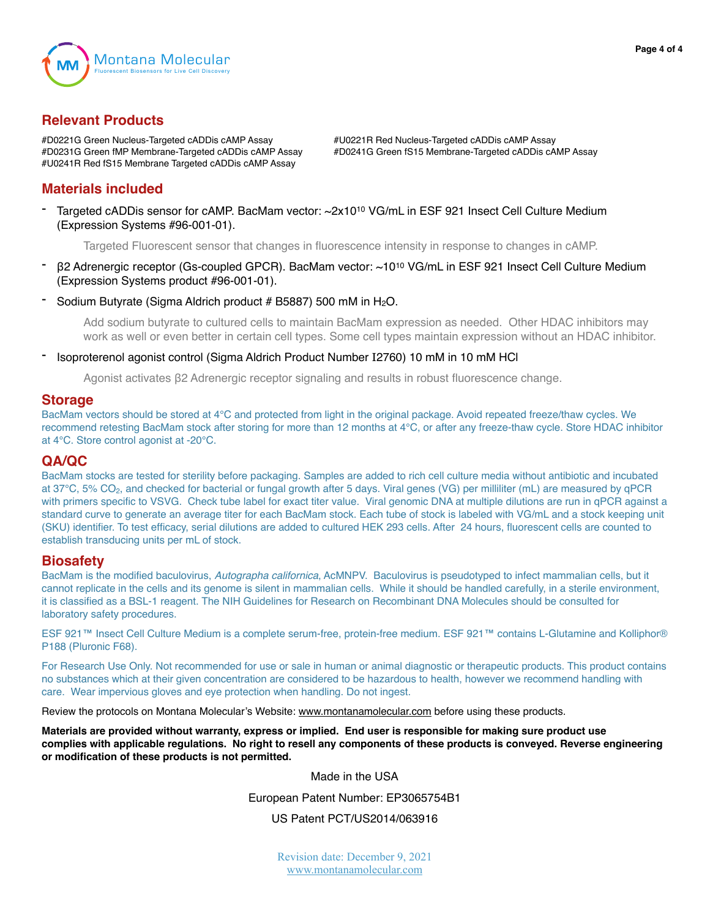## Relevant Products

#D0221G Green Nucleus-Targeted cADDis cAMP Assay
#D0231G Green fMP Membrane-Targeted cADDis cAMP Assay
#U0241R Red fS15 Membrane Targeted cADDis cAMP Assay
#U0221R Red Nucleus-Targeted cADDis cAMP Assay
#D0241G Green fS15 Membrane-Targeted cADDis cAMP Assay

## Materials included

- Targeted cADDis sensor for cAMP. BacMam vector: ~2x10[10] VG/mL in ESF 921 Insect Cell Culture Medium (Expression Systems #96-001-01).

  Targeted Fluorescent sensor that changes in fluorescence intensity in response to changes in cAMP.

- β2 Adrenergic receptor (Gs-coupled GPCR). BacMam vector: ~10[10] VG/mL in ESF 921 Insect Cell Culture Medium (Expression Systems product #96-001-01).

- Sodium Butyrate (Sigma Aldrich product # B5887) 500 mM in $H_2O$.

  Add sodium butyrate to cultured cells to maintain BacMam expression as needed. Other HDAC inhibitors may work as well or even better in certain cell types. Some cell types maintain expression without an HDAC inhibitor.

- Isoproterenol agonist control (Sigma Aldrich Product Number I2760) 10 mM in 10 mM HCl

  Agonist activates β2 Adrenergic receptor signaling and results in robust fluorescence change.

## Storage

BacMam vectors should be stored at 4°C and protected from light in the original package. Avoid repeated freeze/thaw cycles. We recommend retesting BacMam stock after storing for more than 12 months at 4°C, or after any freeze-thaw cycle. Store HDAC inhibitor at 4°C. Store control agonist at -20°C.

## QA/QC

BacMam stocks are tested for sterility before packaging. Samples are added to rich cell culture media without antibiotic and incubated at 37°C, 5% $CO_2$, and checked for bacterial or fungal growth after 5 days. Viral genes (VG) per milliliter (mL) are measured by qPCR with primers specific to VSVG. Check tube label for exact titer value. Viral genomic DNA at multiple dilutions are run in qPCR against a standard curve to generate an average titer for each BacMam stock. Each tube of stock is labeled with VG/mL and a stock keeping unit (SKU) identifier. To test efficacy, serial dilutions are added to cultured HEK 293 cells. After 24 hours, fluorescent cells are counted to establish transducing units per mL of stock.

## Biosafety

BacMam is the modified baculovirus, *Autographa californica*, AcMNPV. Baculovirus is pseudotyped to infect mammalian cells, but it cannot replicate in the cells and its genome is silent in mammalian cells. While it should be handled carefully, in a sterile environment, it is classified as a BSL-1 reagent. The NIH Guidelines for Research on Recombinant DNA Molecules should be consulted for laboratory safety procedures.

ESF 921™ Insect Cell Culture Medium is a complete serum-free, protein-free medium. ESF 921™ contains L-Glutamine and Kolliphor® P188 (Pluronic F68).

For Research Use Only. Not recommended for use or sale in human or animal diagnostic or therapeutic products. This product contains no substances which at their given concentration are considered to be hazardous to health, however we recommend handling with care. Wear impervious gloves and eye protection when handling. Do not ingest.

Review the protocols on Montana Molecular's Website: www.montanamolecular.com before using these products.

**Materials are provided without warranty, express or implied. End user is responsible for making sure product use complies with applicable regulations. No right to resell any components of these products is conveyed. Reverse engineering or modification of these products is not permitted.**

Made in the USA

European Patent Number: EP3065754B1

US Patent PCT/US2014/063916

Revision date: December 9, 2021
www.montanamolecular.com